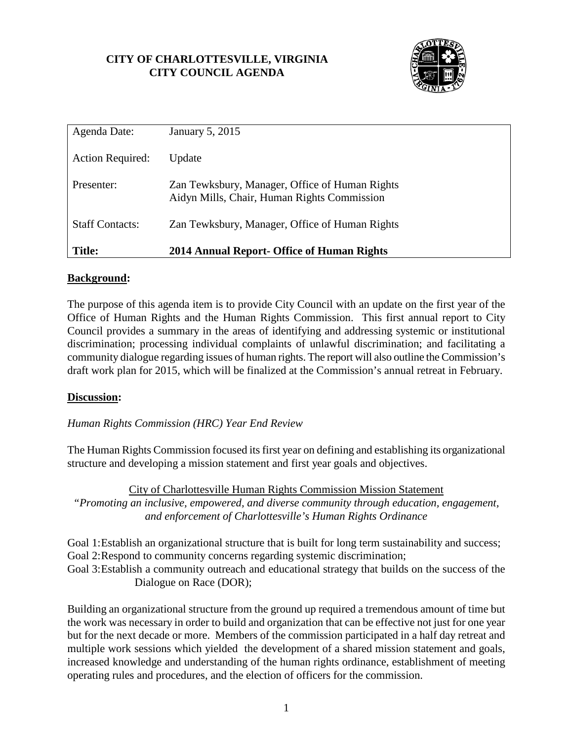**CITY OF CHARLOTTESVILLE, VIRGINIA**
**CITY COUNCIL AGENDA**

| | |
|---|---|
| Agenda Date: | January 5, 2015 |
| Action Required: | Update |
| Presenter: | Zan Tewksbury, Manager, Office of Human Rights<br>Aidyn Mills, Chair, Human Rights Commission |
| Staff Contacts: | Zan Tewksbury, Manager, Office of Human Rights |
| **Title:** | **2014 Annual Report- Office of Human Rights** |

## Background:

The purpose of this agenda item is to provide City Council with an update on the first year of the Office of Human Rights and the Human Rights Commission. This first annual report to City Council provides a summary in the areas of identifying and addressing systemic or institutional discrimination; processing individual complaints of unlawful discrimination; and facilitating a community dialogue regarding issues of human rights. The report will also outline the Commission's draft work plan for 2015, which will be finalized at the Commission's annual retreat in February.

## Discussion:

*Human Rights Commission (HRC) Year End Review*

The Human Rights Commission focused its first year on defining and establishing its organizational structure and developing a mission statement and first year goals and objectives.

City of Charlottesville Human Rights Commission Mission Statement

*"Promoting an inclusive, empowered, and diverse community through education, engagement, and enforcement of Charlottesville's Human Rights Ordinance*

Goal 1: Establish an organizational structure that is built for long term sustainability and success;
Goal 2: Respond to community concerns regarding systemic discrimination;
Goal 3: Establish a community outreach and educational strategy that builds on the success of the Dialogue on Race (DOR);

Building an organizational structure from the ground up required a tremendous amount of time but the work was necessary in order to build and organization that can be effective not just for one year but for the next decade or more. Members of the commission participated in a half day retreat and multiple work sessions which yielded the development of a shared mission statement and goals, increased knowledge and understanding of the human rights ordinance, establishment of meeting operating rules and procedures, and the election of officers for the commission.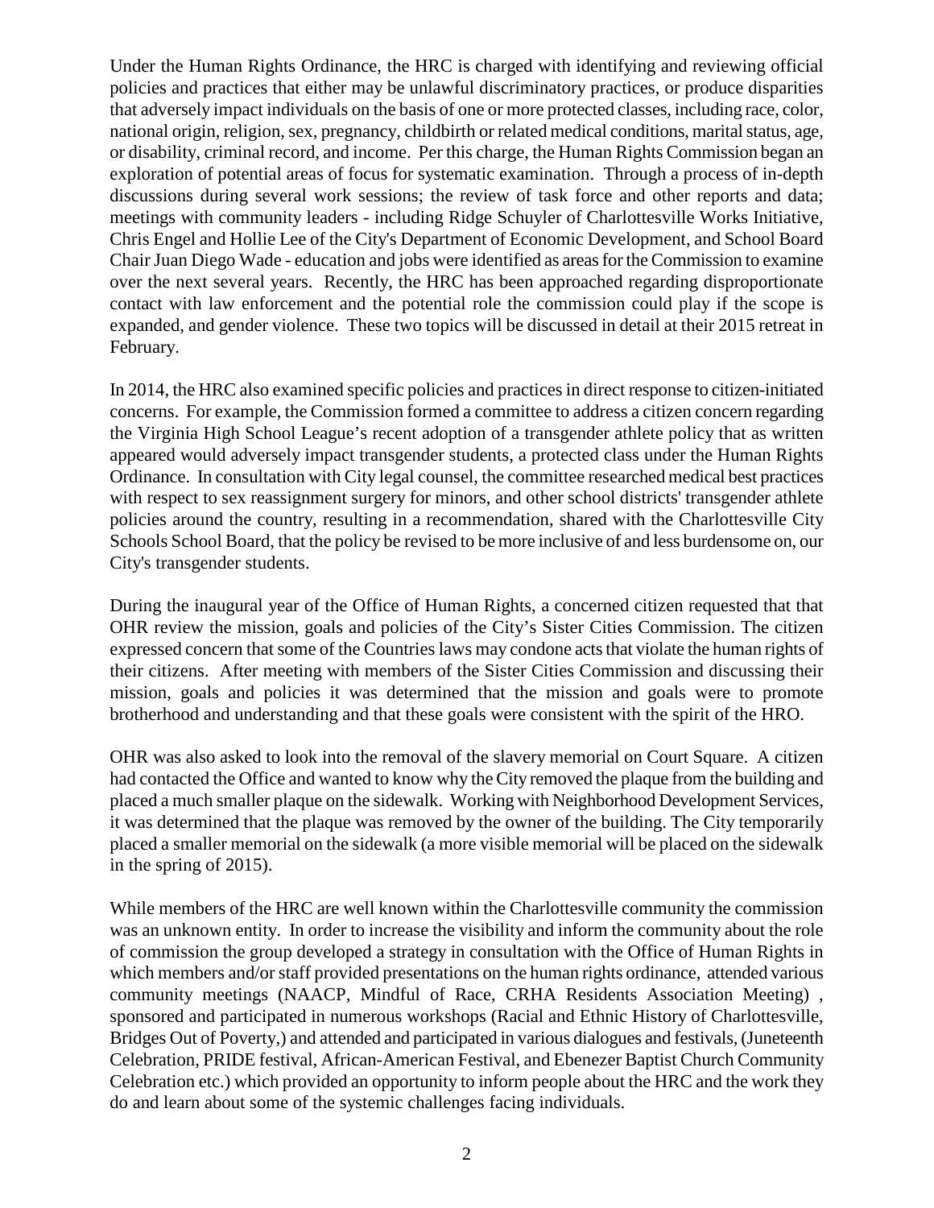Under the Human Rights Ordinance, the HRC is charged with identifying and reviewing official policies and practices that either may be unlawful discriminatory practices, or produce disparities that adversely impact individuals on the basis of one or more protected classes, including race, color, national origin, religion, sex, pregnancy, childbirth or related medical conditions, marital status, age, or disability, criminal record, and income. Per this charge, the Human Rights Commission began an exploration of potential areas of focus for systematic examination. Through a process of in-depth discussions during several work sessions; the review of task force and other reports and data; meetings with community leaders - including Ridge Schuyler of Charlottesville Works Initiative, Chris Engel and Hollie Lee of the City's Department of Economic Development, and School Board Chair Juan Diego Wade - education and jobs were identified as areas for the Commission to examine over the next several years. Recently, the HRC has been approached regarding disproportionate contact with law enforcement and the potential role the commission could play if the scope is expanded, and gender violence. These two topics will be discussed in detail at their 2015 retreat in February.

In 2014, the HRC also examined specific policies and practices in direct response to citizen-initiated concerns. For example, the Commission formed a committee to address a citizen concern regarding the Virginia High School League's recent adoption of a transgender athlete policy that as written appeared would adversely impact transgender students, a protected class under the Human Rights Ordinance. In consultation with City legal counsel, the committee researched medical best practices with respect to sex reassignment surgery for minors, and other school districts' transgender athlete policies around the country, resulting in a recommendation, shared with the Charlottesville City Schools School Board, that the policy be revised to be more inclusive of and less burdensome on, our City's transgender students.

During the inaugural year of the Office of Human Rights, a concerned citizen requested that that OHR review the mission, goals and policies of the City's Sister Cities Commission. The citizen expressed concern that some of the Countries laws may condone acts that violate the human rights of their citizens. After meeting with members of the Sister Cities Commission and discussing their mission, goals and policies it was determined that the mission and goals were to promote brotherhood and understanding and that these goals were consistent with the spirit of the HRO.

OHR was also asked to look into the removal of the slavery memorial on Court Square. A citizen had contacted the Office and wanted to know why the City removed the plaque from the building and placed a much smaller plaque on the sidewalk. Working with Neighborhood Development Services, it was determined that the plaque was removed by the owner of the building. The City temporarily placed a smaller memorial on the sidewalk (a more visible memorial will be placed on the sidewalk in the spring of 2015).

While members of the HRC are well known within the Charlottesville community the commission was an unknown entity. In order to increase the visibility and inform the community about the role of commission the group developed a strategy in consultation with the Office of Human Rights in which members and/or staff provided presentations on the human rights ordinance, attended various community meetings (NAACP, Mindful of Race, CRHA Residents Association Meeting) , sponsored and participated in numerous workshops (Racial and Ethnic History of Charlottesville, Bridges Out of Poverty,) and attended and participated in various dialogues and festivals, (Juneteenth Celebration, PRIDE festival, African-American Festival, and Ebenezer Baptist Church Community Celebration etc.) which provided an opportunity to inform people about the HRC and the work they do and learn about some of the systemic challenges facing individuals.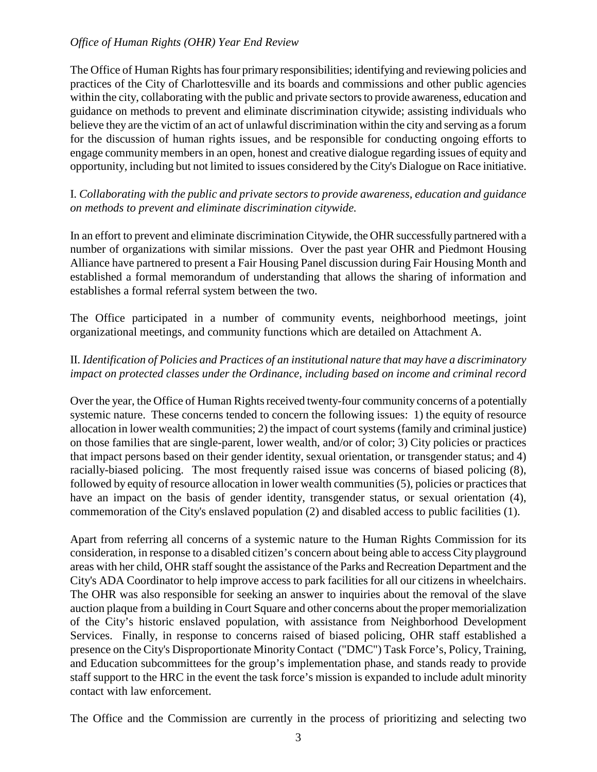*Office of Human Rights (OHR) Year End Review*

The Office of Human Rights has four primary responsibilities; identifying and reviewing policies and practices of the City of Charlottesville and its boards and commissions and other public agencies within the city, collaborating with the public and private sectors to provide awareness, education and guidance on methods to prevent and eliminate discrimination citywide; assisting individuals who believe they are the victim of an act of unlawful discrimination within the city and serving as a forum for the discussion of human rights issues, and be responsible for conducting ongoing efforts to engage community members in an open, honest and creative dialogue regarding issues of equity and opportunity, including but not limited to issues considered by the City's Dialogue on Race initiative.

I. *Collaborating with the public and private sectors to provide awareness, education and guidance on methods to prevent and eliminate discrimination citywide.*

In an effort to prevent and eliminate discrimination Citywide, the OHR successfully partnered with a number of organizations with similar missions. Over the past year OHR and Piedmont Housing Alliance have partnered to present a Fair Housing Panel discussion during Fair Housing Month and established a formal memorandum of understanding that allows the sharing of information and establishes a formal referral system between the two.

The Office participated in a number of community events, neighborhood meetings, joint organizational meetings, and community functions which are detailed on Attachment A.

II. *Identification of Policies and Practices of an institutional nature that may have a discriminatory impact on protected classes under the Ordinance, including based on income and criminal record*

Over the year, the Office of Human Rights received twenty-four community concerns of a potentially systemic nature. These concerns tended to concern the following issues: 1) the equity of resource allocation in lower wealth communities; 2) the impact of court systems (family and criminal justice) on those families that are single-parent, lower wealth, and/or of color; 3) City policies or practices that impact persons based on their gender identity, sexual orientation, or transgender status; and 4) racially-biased policing. The most frequently raised issue was concerns of biased policing (8), followed by equity of resource allocation in lower wealth communities (5), policies or practices that have an impact on the basis of gender identity, transgender status, or sexual orientation (4), commemoration of the City's enslaved population (2) and disabled access to public facilities (1).

Apart from referring all concerns of a systemic nature to the Human Rights Commission for its consideration, in response to a disabled citizen's concern about being able to access City playground areas with her child, OHR staff sought the assistance of the Parks and Recreation Department and the City's ADA Coordinator to help improve access to park facilities for all our citizens in wheelchairs. The OHR was also responsible for seeking an answer to inquiries about the removal of the slave auction plaque from a building in Court Square and other concerns about the proper memorialization of the City's historic enslaved population, with assistance from Neighborhood Development Services. Finally, in response to concerns raised of biased policing, OHR staff established a presence on the City's Disproportionate Minority Contact ("DMC") Task Force's, Policy, Training, and Education subcommittees for the group's implementation phase, and stands ready to provide staff support to the HRC in the event the task force's mission is expanded to include adult minority contact with law enforcement.

The Office and the Commission are currently in the process of prioritizing and selecting two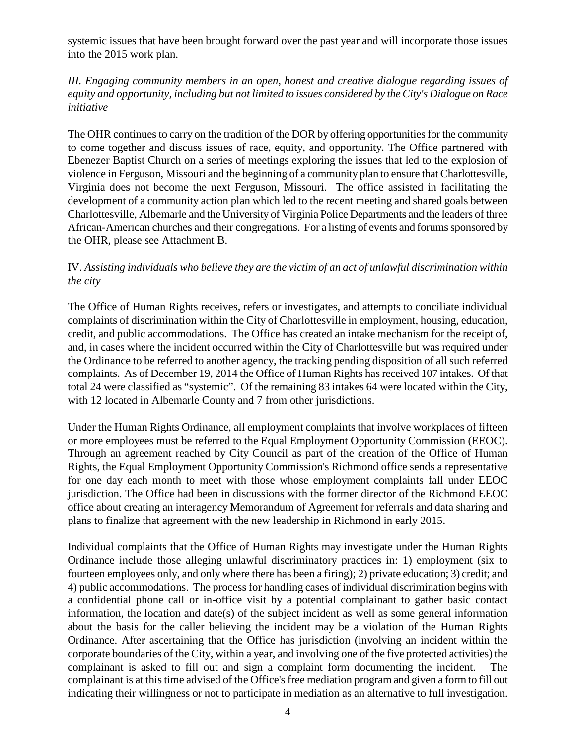systemic issues that have been brought forward over the past year and will incorporate those issues into the 2015 work plan.

*III. Engaging community members in an open, honest and creative dialogue regarding issues of equity and opportunity, including but not limited to issues considered by the City's Dialogue on Race initiative*

The OHR continues to carry on the tradition of the DOR by offering opportunities for the community to come together and discuss issues of race, equity, and opportunity. The Office partnered with Ebenezer Baptist Church on a series of meetings exploring the issues that led to the explosion of violence in Ferguson, Missouri and the beginning of a community plan to ensure that Charlottesville, Virginia does not become the next Ferguson, Missouri. The office assisted in facilitating the development of a community action plan which led to the recent meeting and shared goals between Charlottesville, Albemarle and the University of Virginia Police Departments and the leaders of three African-American churches and their congregations. For a listing of events and forums sponsored by the OHR, please see Attachment B.

IV. *Assisting individuals who believe they are the victim of an act of unlawful discrimination within the city*

The Office of Human Rights receives, refers or investigates, and attempts to conciliate individual complaints of discrimination within the City of Charlottesville in employment, housing, education, credit, and public accommodations. The Office has created an intake mechanism for the receipt of, and, in cases where the incident occurred within the City of Charlottesville but was required under the Ordinance to be referred to another agency, the tracking pending disposition of all such referred complaints. As of December 19, 2014 the Office of Human Rights has received 107 intakes. Of that total 24 were classified as "systemic". Of the remaining 83 intakes 64 were located within the City, with 12 located in Albemarle County and 7 from other jurisdictions.

Under the Human Rights Ordinance, all employment complaints that involve workplaces of fifteen or more employees must be referred to the Equal Employment Opportunity Commission (EEOC). Through an agreement reached by City Council as part of the creation of the Office of Human Rights, the Equal Employment Opportunity Commission's Richmond office sends a representative for one day each month to meet with those whose employment complaints fall under EEOC jurisdiction. The Office had been in discussions with the former director of the Richmond EEOC office about creating an interagency Memorandum of Agreement for referrals and data sharing and plans to finalize that agreement with the new leadership in Richmond in early 2015.

Individual complaints that the Office of Human Rights may investigate under the Human Rights Ordinance include those alleging unlawful discriminatory practices in: 1) employment (six to fourteen employees only, and only where there has been a firing); 2) private education; 3) credit; and 4) public accommodations. The process for handling cases of individual discrimination begins with a confidential phone call or in-office visit by a potential complainant to gather basic contact information, the location and date(s) of the subject incident as well as some general information about the basis for the caller believing the incident may be a violation of the Human Rights Ordinance. After ascertaining that the Office has jurisdiction (involving an incident within the corporate boundaries of the City, within a year, and involving one of the five protected activities) the complainant is asked to fill out and sign a complaint form documenting the incident. The complainant is at this time advised of the Office's free mediation program and given a form to fill out indicating their willingness or not to participate in mediation as an alternative to full investigation.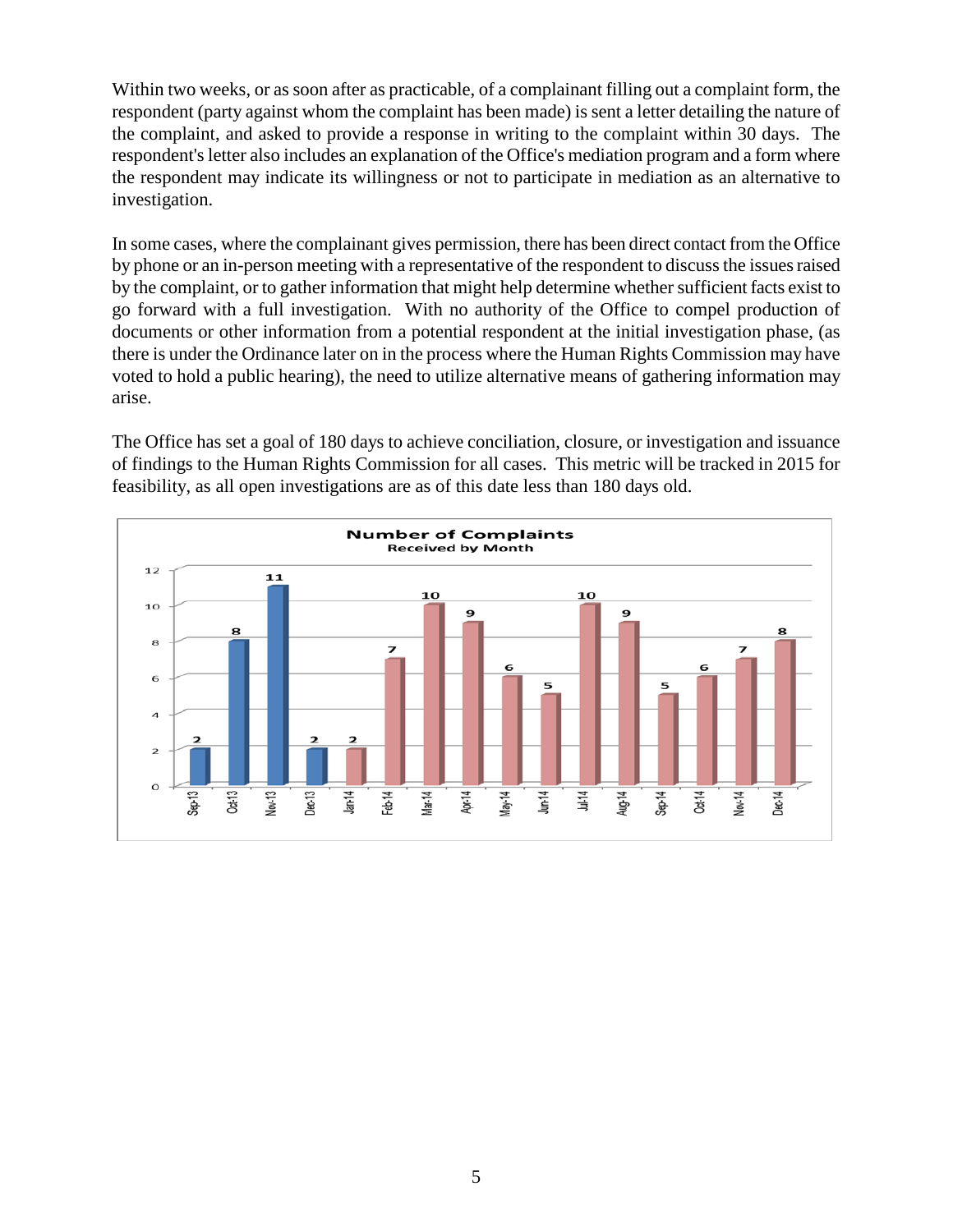Within two weeks, or as soon after as practicable, of a complainant filling out a complaint form, the respondent (party against whom the complaint has been made) is sent a letter detailing the nature of the complaint, and asked to provide a response in writing to the complaint within 30 days. The respondent's letter also includes an explanation of the Office's mediation program and a form where the respondent may indicate its willingness or not to participate in mediation as an alternative to investigation.

In some cases, where the complainant gives permission, there has been direct contact from the Office by phone or an in-person meeting with a representative of the respondent to discuss the issues raised by the complaint, or to gather information that might help determine whether sufficient facts exist to go forward with a full investigation. With no authority of the Office to compel production of documents or other information from a potential respondent at the initial investigation phase, (as there is under the Ordinance later on in the process where the Human Rights Commission may have voted to hold a public hearing), the need to utilize alternative means of gathering information may arise.

The Office has set a goal of 180 days to achieve conciliation, closure, or investigation and issuance of findings to the Human Rights Commission for all cases. This metric will be tracked in 2015 for feasibility, as all open investigations are as of this date less than 180 days old.

**Number of Complaints**
**Received by Month**

| Month | Number of Complaints |
|---|---|
| Sep-13 | 2 |
| Oct-13 | 8 |
| Nov-13 | 11 |
| Dec-13 | 2 |
| Jan-14 | 2 |
| Feb-14 | 7 |
| Mar-14 | 10 |
| Apr-14 | 9 |
| May-14 | 6 |
| Jun-14 | 5 |
| Jul-14 | 10 |
| Aug-14 | 9 |
| Sep-14 | 5 |
| Oct-14 | 6 |
| Nov-14 | 7 |
| Dec-14 | 8 |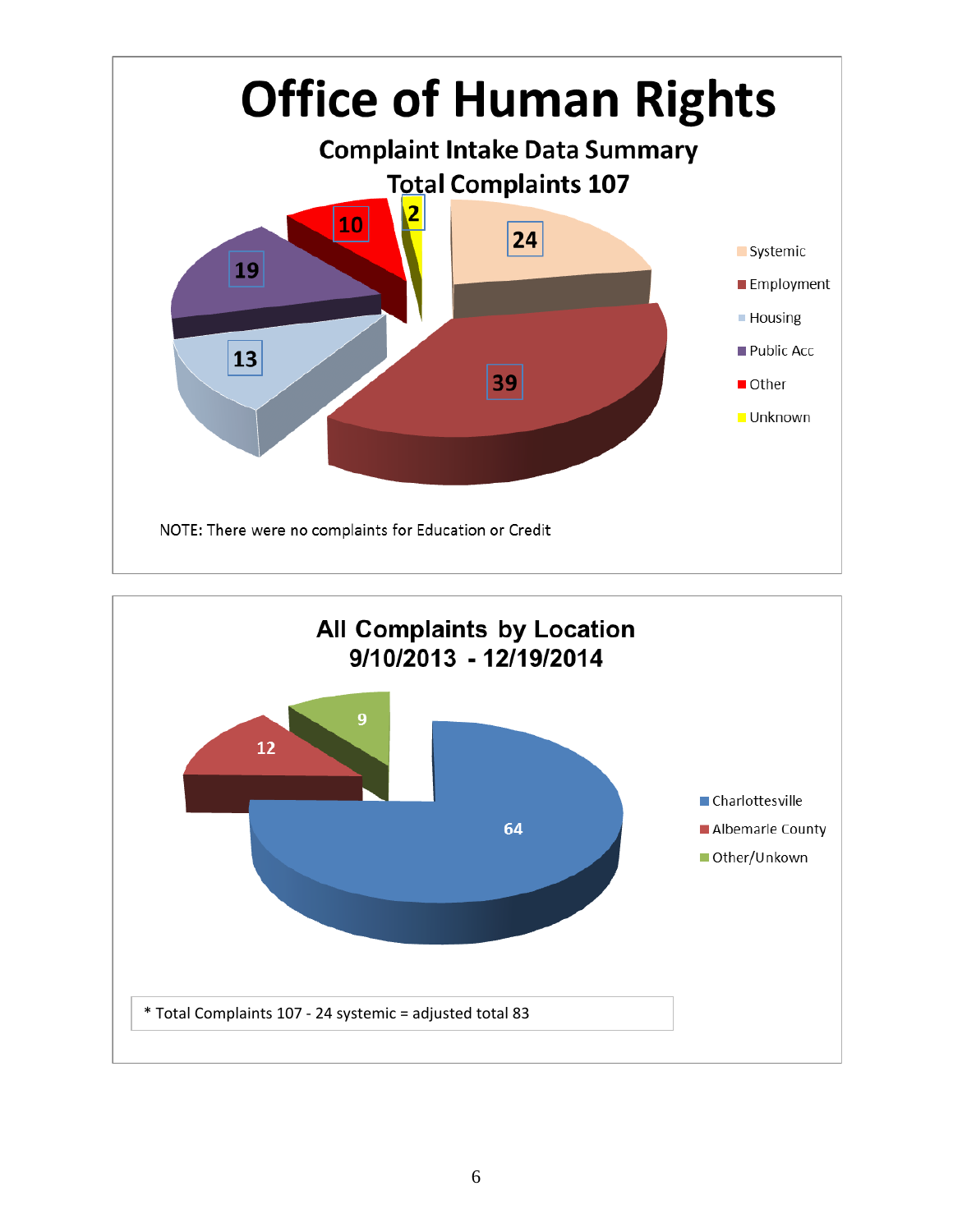# Office of Human Rights

## Complaint Intake Data Summary

## Total Complaints 107

| Category | Complaints |
|---|---|
| Systemic | 24 |
| Employment | 39 |
| Housing | 13 |
| Public Acc | 19 |
| Other | 10 |
| Unknown | 2 |

NOTE: There were no complaints for Education or Credit

## All Complaints by Location
## 9/10/2013 - 12/19/2014

| Location | Complaints |
|---|---|
| Charlottesville | 64 |
| Albemarle County | 12 |
| Other/Unkown | 9 |

* Total Complaints 107 - 24 systemic = adjusted total 83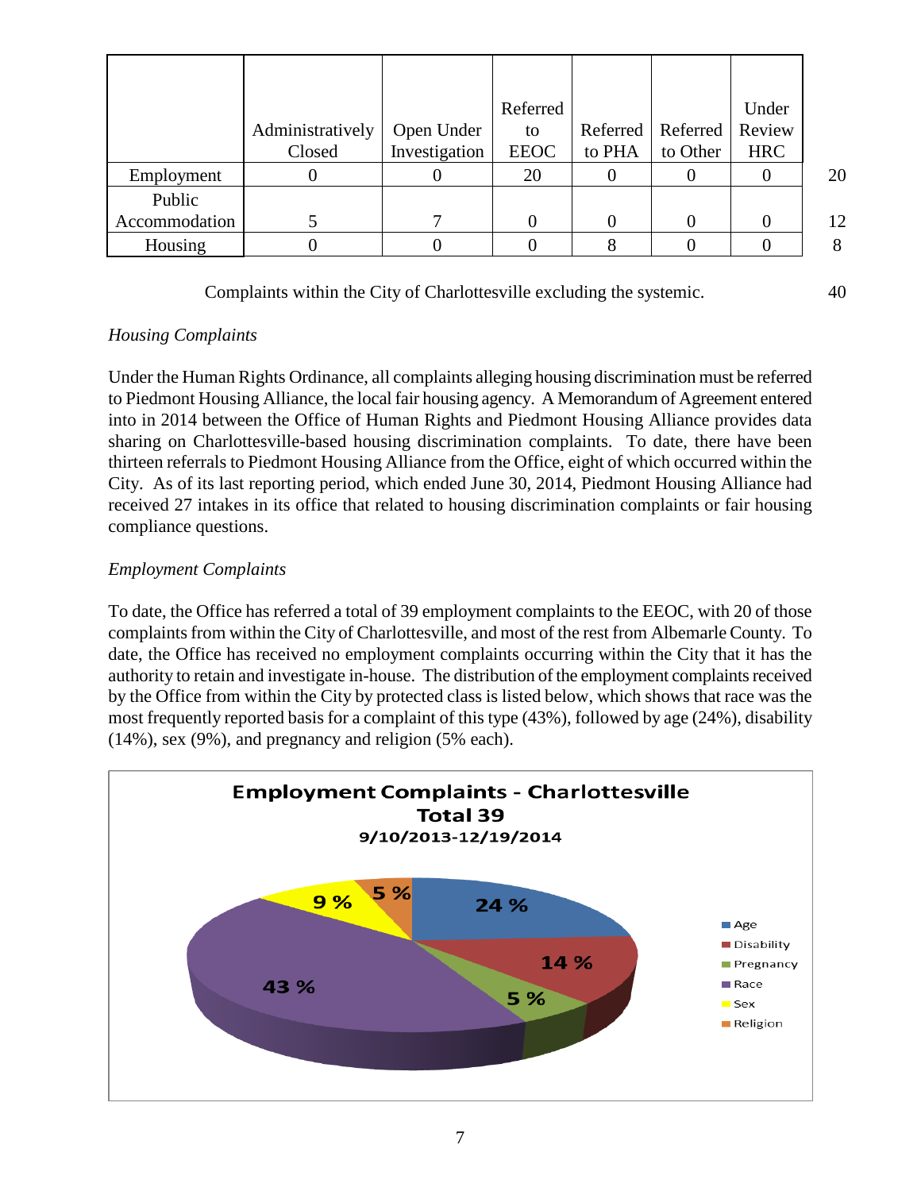|  | Administratively Closed | Open Under Investigation | Referred to EEOC | Referred to PHA | Referred to Other | Under Review HRC |  |
|---|---|---|---|---|---|---|---|
| Employment | 0 | 0 | 20 | 0 | 0 | 0 | 20 |
| Public Accommodation | 5 | 7 | 0 | 0 | 0 | 0 | 12 |
| Housing | 0 | 0 | 0 | 8 | 0 | 0 | 8 |

Complaints within the City of Charlottesville excluding the systemic. 40

*Housing Complaints*

Under the Human Rights Ordinance, all complaints alleging housing discrimination must be referred to Piedmont Housing Alliance, the local fair housing agency. A Memorandum of Agreement entered into in 2014 between the Office of Human Rights and Piedmont Housing Alliance provides data sharing on Charlottesville-based housing discrimination complaints. To date, there have been thirteen referrals to Piedmont Housing Alliance from the Office, eight of which occurred within the City. As of its last reporting period, which ended June 30, 2014, Piedmont Housing Alliance had received 27 intakes in its office that related to housing discrimination complaints or fair housing compliance questions.

*Employment Complaints*

To date, the Office has referred a total of 39 employment complaints to the EEOC, with 20 of those complaints from within the City of Charlottesville, and most of the rest from Albemarle County. To date, the Office has received no employment complaints occurring within the City that it has the authority to retain and investigate in-house. The distribution of the employment complaints received by the Office from within the City by protected class is listed below, which shows that race was the most frequently reported basis for a complaint of this type (43%), followed by age (24%), disability (14%), sex (9%), and pregnancy and religion (5% each).

**Employment Complaints - Charlottesville**
**Total 39**
**9/10/2013-12/19/2014**

| Protected Class | Percentage |
|---|---|
| Age | 24 % |
| Disability | 14 % |
| Pregnancy | 5 % |
| Race | 43 % |
| Sex | 9 % |
| Religion | 5 % |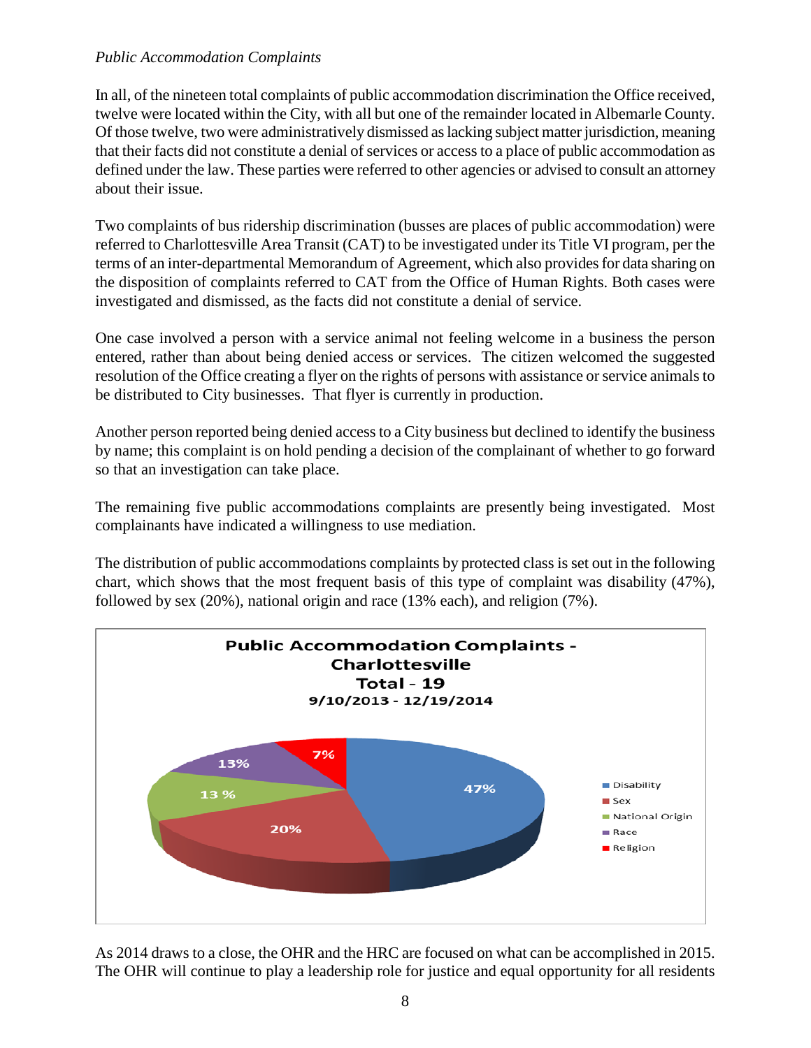*Public Accommodation Complaints*

In all, of the nineteen total complaints of public accommodation discrimination the Office received, twelve were located within the City, with all but one of the remainder located in Albemarle County. Of those twelve, two were administratively dismissed as lacking subject matter jurisdiction, meaning that their facts did not constitute a denial of services or access to a place of public accommodation as defined under the law. These parties were referred to other agencies or advised to consult an attorney about their issue.

Two complaints of bus ridership discrimination (busses are places of public accommodation) were referred to Charlottesville Area Transit (CAT) to be investigated under its Title VI program, per the terms of an inter-departmental Memorandum of Agreement, which also provides for data sharing on the disposition of complaints referred to CAT from the Office of Human Rights. Both cases were investigated and dismissed, as the facts did not constitute a denial of service.

One case involved a person with a service animal not feeling welcome in a business the person entered, rather than about being denied access or services. The citizen welcomed the suggested resolution of the Office creating a flyer on the rights of persons with assistance or service animals to be distributed to City businesses. That flyer is currently in production.

Another person reported being denied access to a City business but declined to identify the business by name; this complaint is on hold pending a decision of the complainant of whether to go forward so that an investigation can take place.

The remaining five public accommodations complaints are presently being investigated. Most complainants have indicated a willingness to use mediation.

The distribution of public accommodations complaints by protected class is set out in the following chart, which shows that the most frequent basis of this type of complaint was disability (47%), followed by sex (20%), national origin and race (13% each), and religion (7%).

**Public Accommodation Complaints - Charlottesville**
**Total - 19**
**9/10/2013 - 12/19/2014**

| Protected Class | Percentage |
|---|---|
| Disability | 47% |
| Sex | 20% |
| National Origin | 13 % |
| Race | 13% |
| Religion | 7% |

As 2014 draws to a close, the OHR and the HRC are focused on what can be accomplished in 2015. The OHR will continue to play a leadership role for justice and equal opportunity for all residents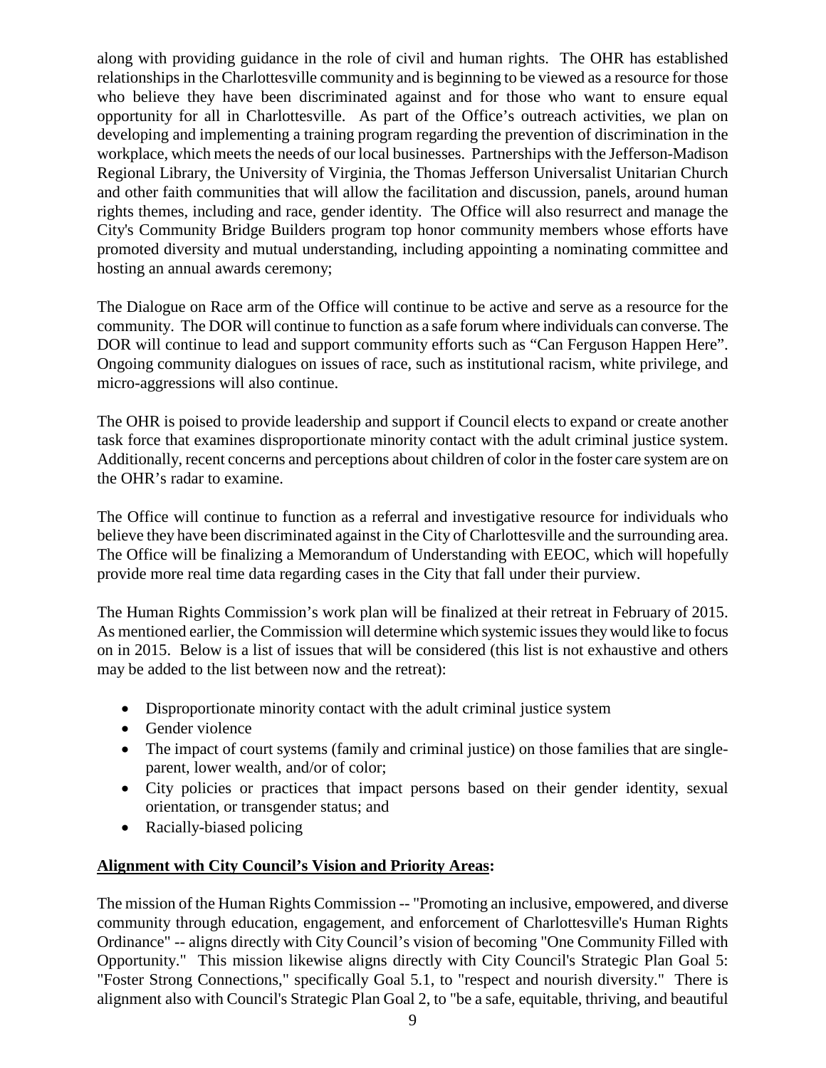along with providing guidance in the role of civil and human rights. The OHR has established relationships in the Charlottesville community and is beginning to be viewed as a resource for those who believe they have been discriminated against and for those who want to ensure equal opportunity for all in Charlottesville. As part of the Office's outreach activities, we plan on developing and implementing a training program regarding the prevention of discrimination in the workplace, which meets the needs of our local businesses. Partnerships with the Jefferson-Madison Regional Library, the University of Virginia, the Thomas Jefferson Universalist Unitarian Church and other faith communities that will allow the facilitation and discussion, panels, around human rights themes, including and race, gender identity. The Office will also resurrect and manage the City's Community Bridge Builders program top honor community members whose efforts have promoted diversity and mutual understanding, including appointing a nominating committee and hosting an annual awards ceremony;

The Dialogue on Race arm of the Office will continue to be active and serve as a resource for the community. The DOR will continue to function as a safe forum where individuals can converse. The DOR will continue to lead and support community efforts such as "Can Ferguson Happen Here". Ongoing community dialogues on issues of race, such as institutional racism, white privilege, and micro-aggressions will also continue.

The OHR is poised to provide leadership and support if Council elects to expand or create another task force that examines disproportionate minority contact with the adult criminal justice system. Additionally, recent concerns and perceptions about children of color in the foster care system are on the OHR's radar to examine.

The Office will continue to function as a referral and investigative resource for individuals who believe they have been discriminated against in the City of Charlottesville and the surrounding area. The Office will be finalizing a Memorandum of Understanding with EEOC, which will hopefully provide more real time data regarding cases in the City that fall under their purview.

The Human Rights Commission's work plan will be finalized at their retreat in February of 2015. As mentioned earlier, the Commission will determine which systemic issues they would like to focus on in 2015. Below is a list of issues that will be considered (this list is not exhaustive and others may be added to the list between now and the retreat):

- Disproportionate minority contact with the adult criminal justice system
- Gender violence
- The impact of court systems (family and criminal justice) on those families that are single-parent, lower wealth, and/or of color;
- City policies or practices that impact persons based on their gender identity, sexual orientation, or transgender status; and
- Racially-biased policing

**Alignment with City Council's Vision and Priority Areas:**

The mission of the Human Rights Commission -- "Promoting an inclusive, empowered, and diverse community through education, engagement, and enforcement of Charlottesville's Human Rights Ordinance" -- aligns directly with City Council's vision of becoming "One Community Filled with Opportunity." This mission likewise aligns directly with City Council's Strategic Plan Goal 5: "Foster Strong Connections," specifically Goal 5.1, to "respect and nourish diversity." There is alignment also with Council's Strategic Plan Goal 2, to "be a safe, equitable, thriving, and beautiful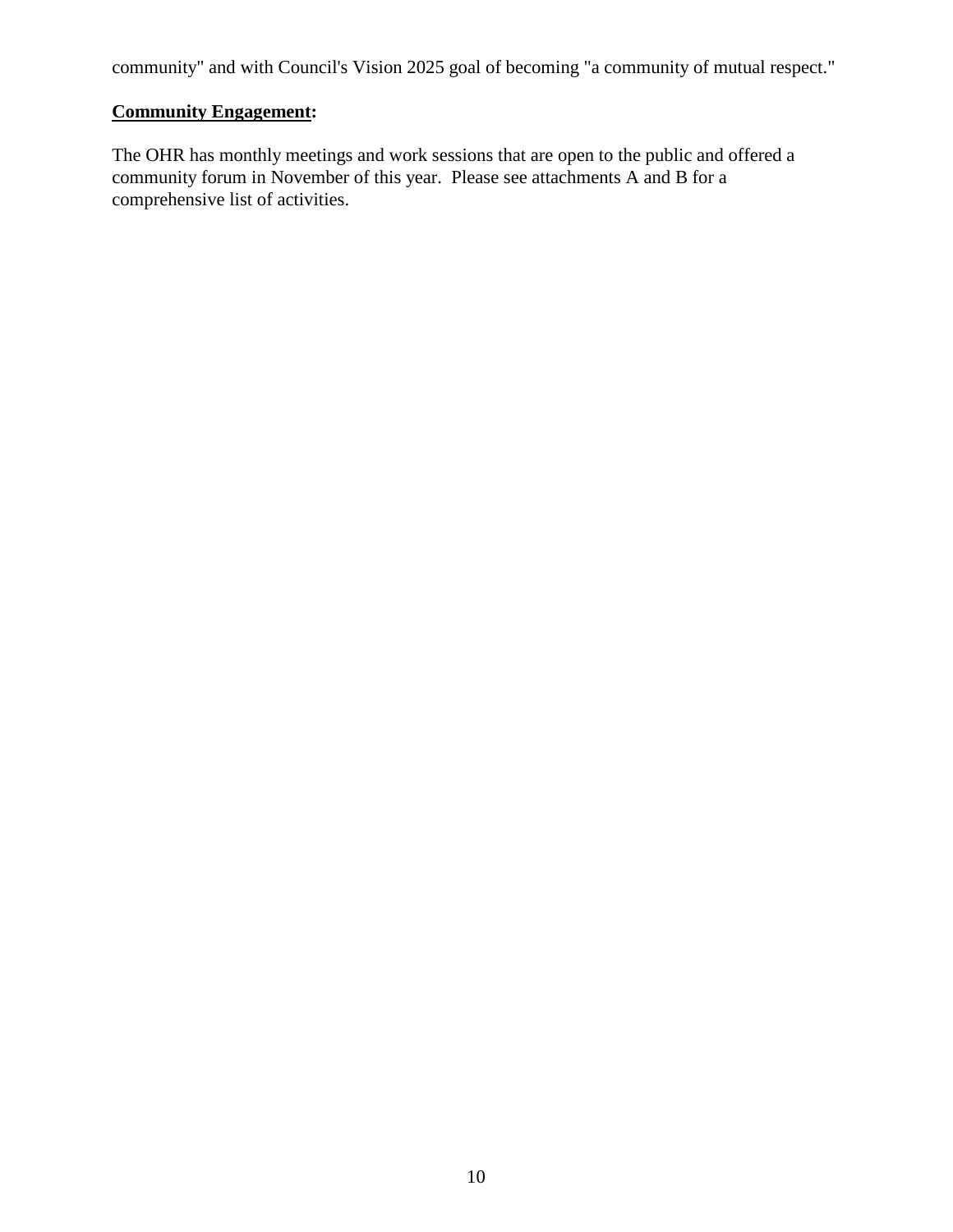community" and with Council's Vision 2025 goal of becoming "a community of mutual respect."

**<u>Community Engagement</u>:**

The OHR has monthly meetings and work sessions that are open to the public and offered a community forum in November of this year. Please see attachments A and B for a comprehensive list of activities.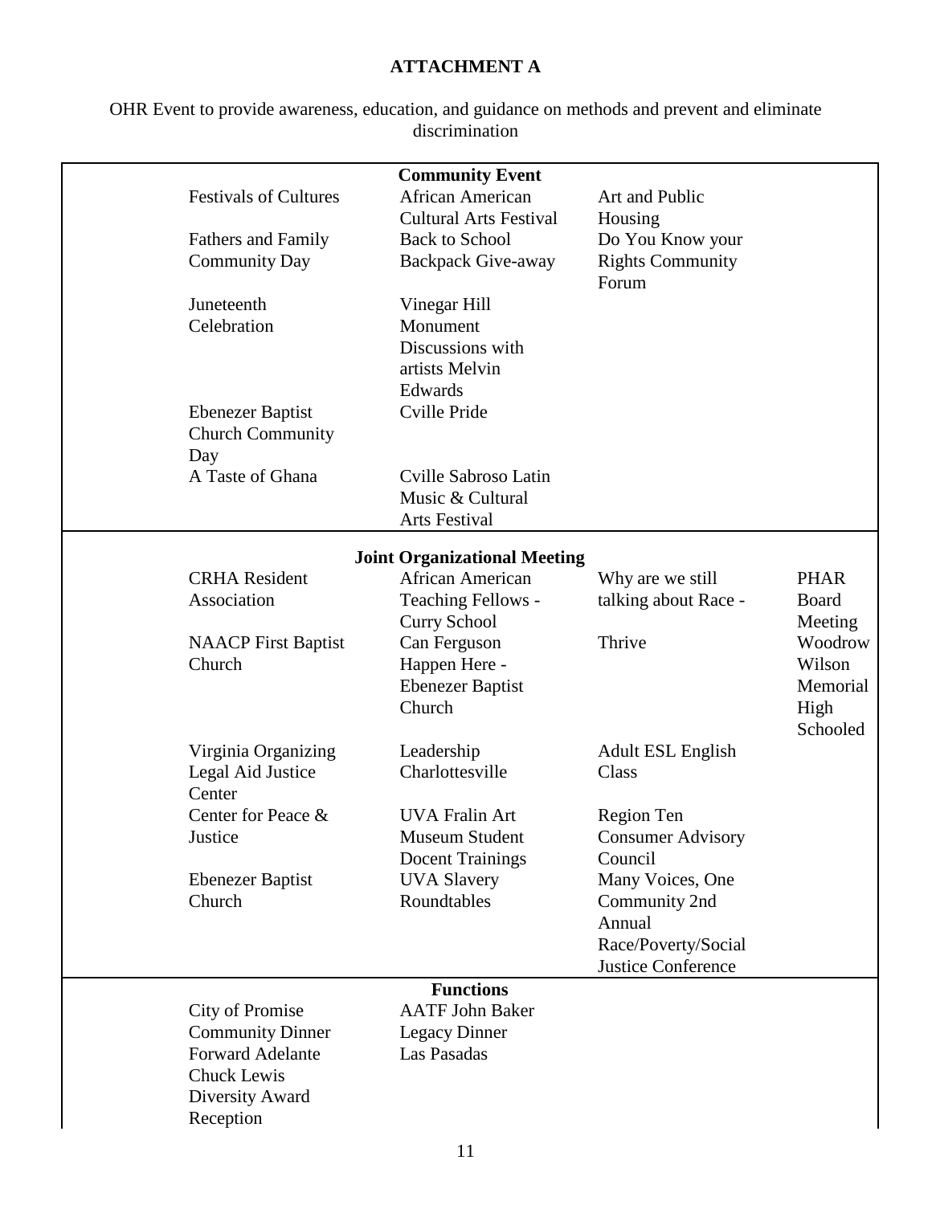**ATTACHMENT A**

OHR Event to provide awareness, education, and guidance on methods and prevent and eliminate discrimination

| **Community Event** | | | |
|---|---|---|---|
| Festivals of Cultures | African American Cultural Arts Festival | Art and Public Housing | |
| Fathers and Family Community Day | Back to School Backpack Give-away | Do You Know your Rights Community Forum | |
| Juneteenth Celebration | Vinegar Hill Monument Discussions with artists Melvin Edwards | | |
| Ebenezer Baptist Church Community Day | Cville Pride | | |
| A Taste of Ghana | Cville Sabroso Latin Music & Cultural Arts Festival | | |
| **Joint Organizational Meeting** | | | |
| CRHA Resident Association | African American Teaching Fellows - Curry School | Why are we still talking about Race - | PHAR Board Meeting |
| NAACP First Baptist Church | Can Ferguson Happen Here - Ebenezer Baptist Church | Thrive | Woodrow Wilson Memorial High Schooled |
| Virginia Organizing Legal Aid Justice Center | Leadership Charlottesville | Adult ESL English Class | |
| Center for Peace & Justice | UVA Fralin Art Museum Student Docent Trainings | Region Ten Consumer Advisory Council | |
| Ebenezer Baptist Church | UVA Slavery Roundtables | Many Voices, One Community 2nd Annual Race/Poverty/Social Justice Conference | |
| **Functions** | | | |
| City of Promise Community Dinner | AATF John Baker Legacy Dinner | | |
| Forward Adelante | Las Pasadas | | |
| Chuck Lewis Diversity Award Reception | | | |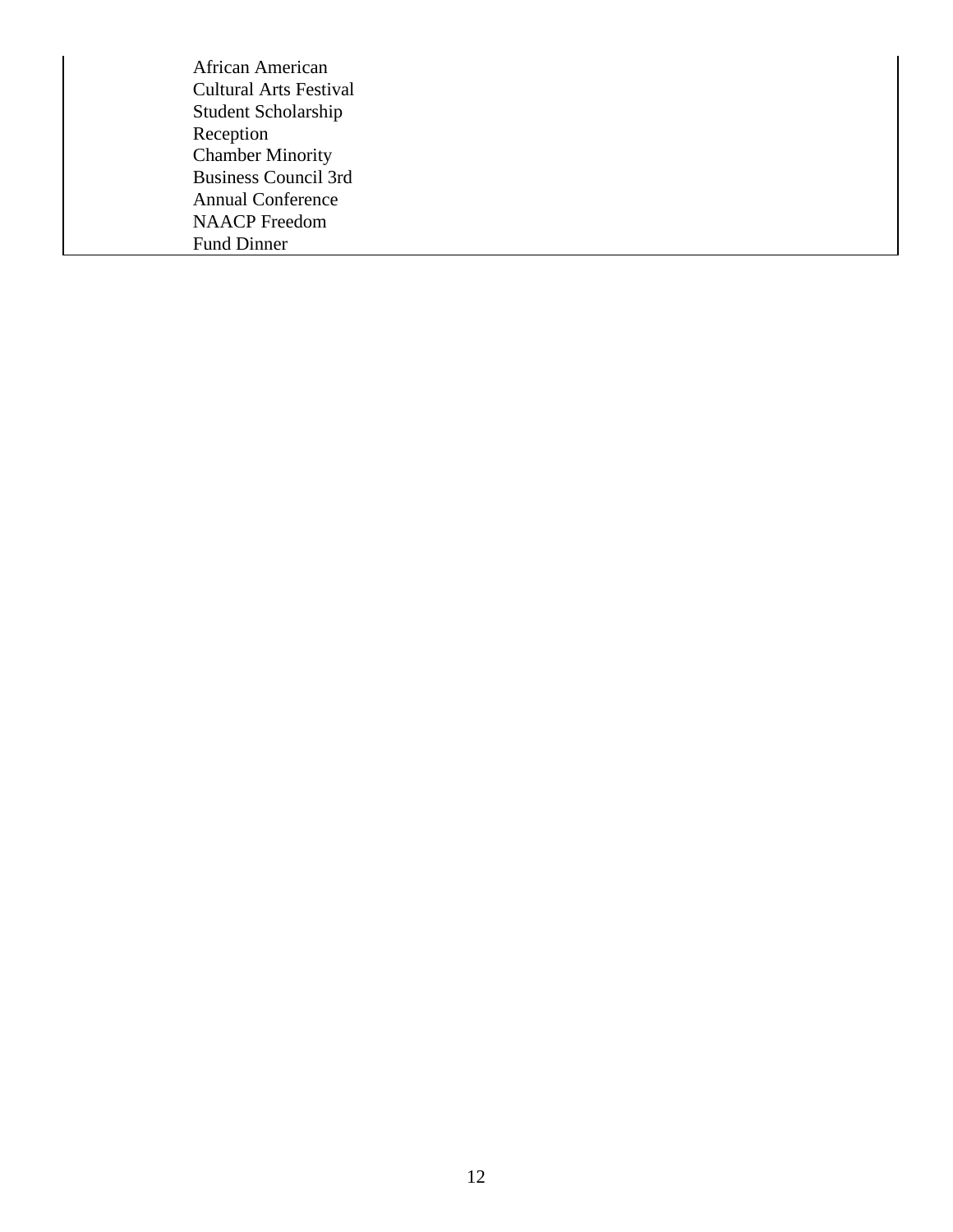| | |
|---|---|
| | African American Cultural Arts Festival Student Scholarship Reception Chamber Minority Business Council 3rd Annual Conference NAACP Freedom Fund Dinner |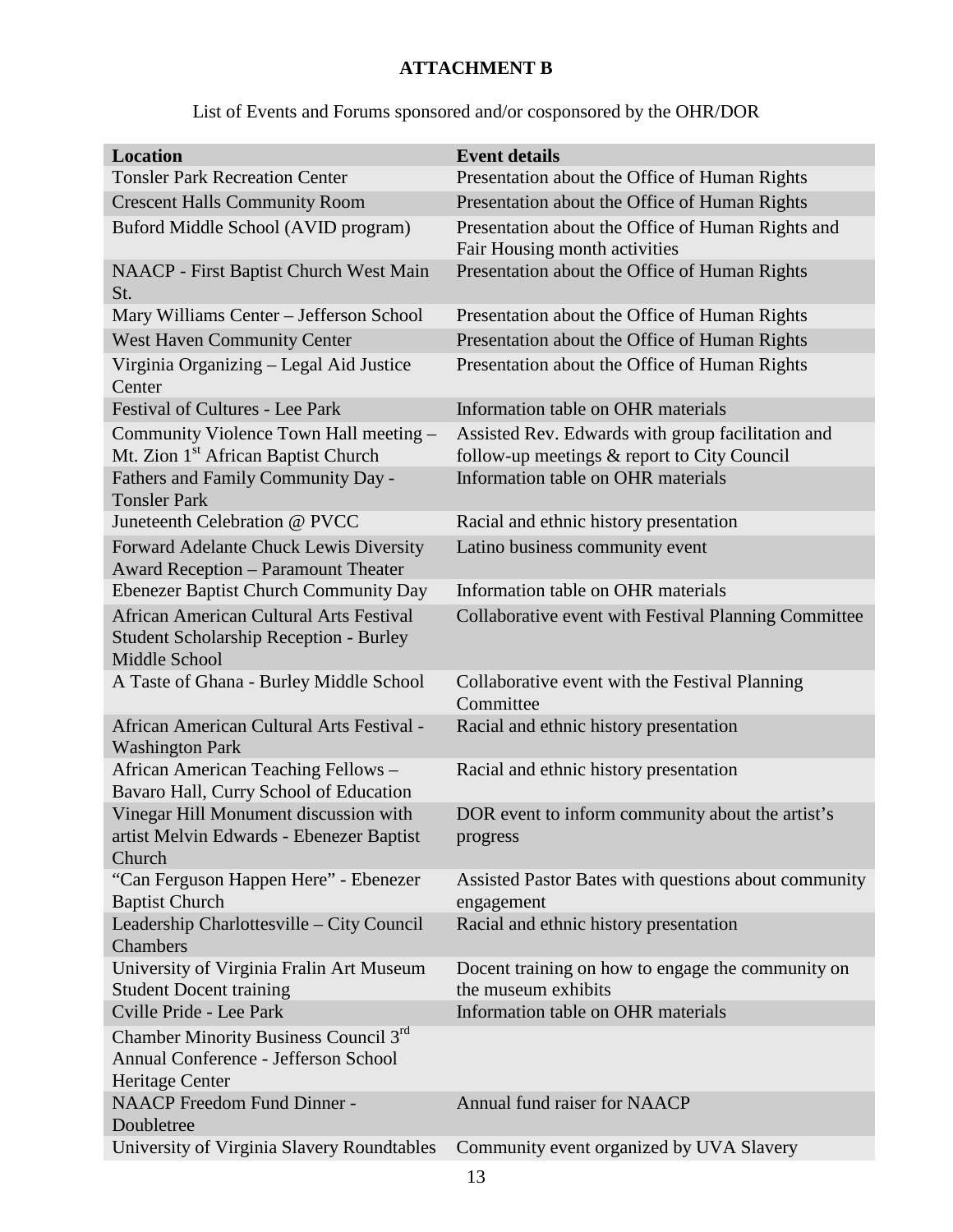**ATTACHMENT B**

List of Events and Forums sponsored and/or cosponsored by the OHR/DOR

| Location | Event details |
|---|---|
| Tonsler Park Recreation Center | Presentation about the Office of Human Rights |
| Crescent Halls Community Room | Presentation about the Office of Human Rights |
| Buford Middle School (AVID program) | Presentation about the Office of Human Rights and Fair Housing month activities |
| NAACP - First Baptist Church West Main St. | Presentation about the Office of Human Rights |
| Mary Williams Center – Jefferson School | Presentation about the Office of Human Rights |
| West Haven Community Center | Presentation about the Office of Human Rights |
| Virginia Organizing – Legal Aid Justice Center | Presentation about the Office of Human Rights |
| Festival of Cultures - Lee Park | Information table on OHR materials |
| Community Violence Town Hall meeting – Mt. Zion 1st African Baptist Church | Assisted Rev. Edwards with group facilitation and follow-up meetings & report to City Council |
| Fathers and Family Community Day - Tonsler Park | Information table on OHR materials |
| Juneteenth Celebration @ PVCC | Racial and ethnic history presentation |
| Forward Adelante Chuck Lewis Diversity Award Reception – Paramount Theater | Latino business community event |
| Ebenezer Baptist Church Community Day | Information table on OHR materials |
| African American Cultural Arts Festival Student Scholarship Reception - Burley Middle School | Collaborative event with Festival Planning Committee |
| A Taste of Ghana - Burley Middle School | Collaborative event with the Festival Planning Committee |
| African American Cultural Arts Festival - Washington Park | Racial and ethnic history presentation |
| African American Teaching Fellows – Bavaro Hall, Curry School of Education | Racial and ethnic history presentation |
| Vinegar Hill Monument discussion with artist Melvin Edwards - Ebenezer Baptist Church | DOR event to inform community about the artist's progress |
| "Can Ferguson Happen Here" - Ebenezer Baptist Church | Assisted Pastor Bates with questions about community engagement |
| Leadership Charlottesville – City Council Chambers | Racial and ethnic history presentation |
| University of Virginia Fralin Art Museum Student Docent training | Docent training on how to engage the community on the museum exhibits |
| Cville Pride - Lee Park | Information table on OHR materials |
| Chamber Minority Business Council 3rd Annual Conference - Jefferson School Heritage Center | |
| NAACP Freedom Fund Dinner - Doubletree | Annual fund raiser for NAACP |
| University of Virginia Slavery Roundtables | Community event organized by UVA Slavery |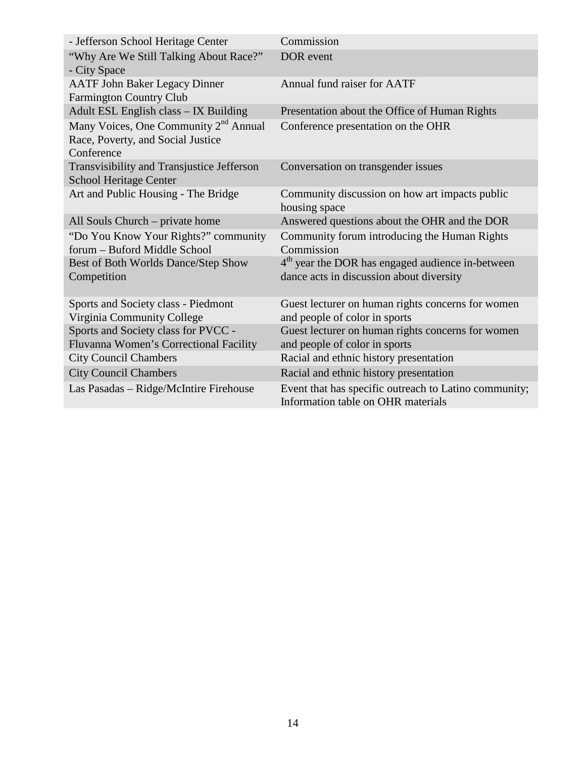| | |
|---|---|
| - Jefferson School Heritage Center | Commission |
| "Why Are We Still Talking About Race?" - City Space | DOR event |
| AATF John Baker Legacy Dinner Farmington Country Club | Annual fund raiser for AATF |
| Adult ESL English class – IX Building | Presentation about the Office of Human Rights |
| Many Voices, One Community 2nd Annual Race, Poverty, and Social Justice Conference | Conference presentation on the OHR |
| Transvisibility and Transjustice Jefferson School Heritage Center | Conversation on transgender issues |
| Art and Public Housing - The Bridge | Community discussion on how art impacts public housing space |
| All Souls Church – private home | Answered questions about the OHR and the DOR |
| "Do You Know Your Rights?" community forum – Buford Middle School | Community forum introducing the Human Rights Commission |
| Best of Both Worlds Dance/Step Show Competition | 4th year the DOR has engaged audience in-between dance acts in discussion about diversity |
| Sports and Society class - Piedmont Virginia Community College | Guest lecturer on human rights concerns for women and people of color in sports |
| Sports and Society class for PVCC - Fluvanna Women's Correctional Facility | Guest lecturer on human rights concerns for women and people of color in sports |
| City Council Chambers | Racial and ethnic history presentation |
| City Council Chambers | Racial and ethnic history presentation |
| Las Pasadas – Ridge/McIntire Firehouse | Event that has specific outreach to Latino community; Information table on OHR materials |